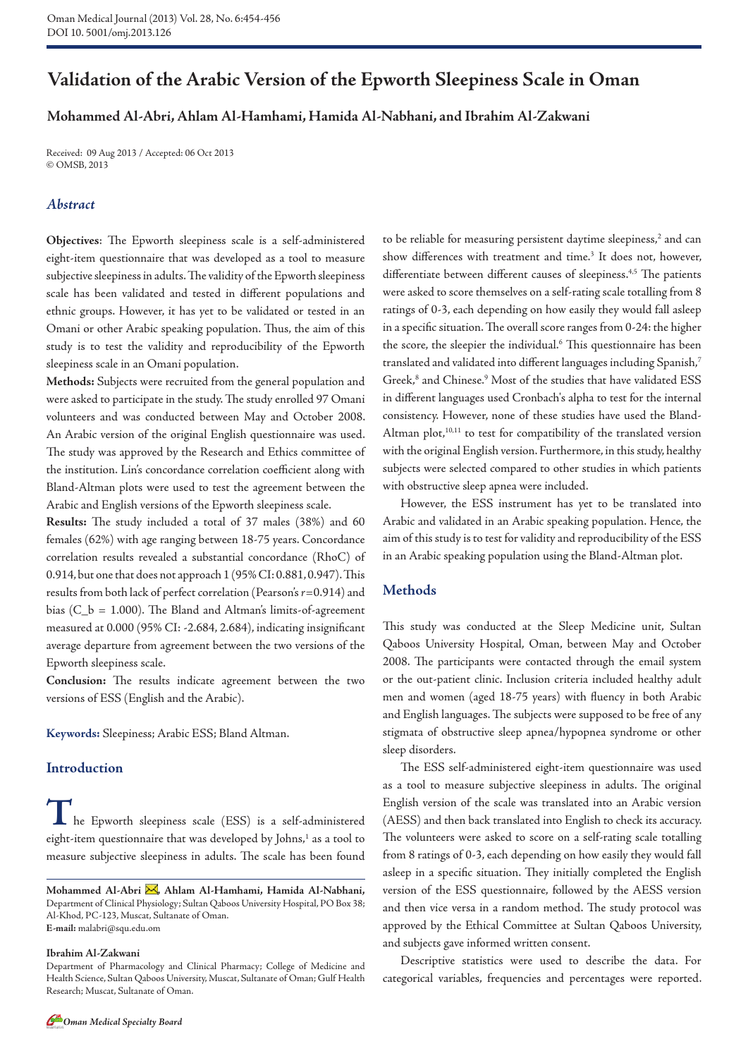# Validation of the Arabic Version of the Epworth Sleepiness Scale in Oman

**Mohammed Al-Abri, Ahlam Al-Hamhami, Hamida Al-Nabhani, and Ibrahim Al-Zakwani**

Received: 09 Aug 2013 / Accepted: 06 Oct 2013
© OMSB, 2013

## *Abstract*

**Objectives**: The Epworth sleepiness scale is a self-administered eight-item questionnaire that was developed as a tool to measure subjective sleepiness in adults. The validity of the Epworth sleepiness scale has been validated and tested in different populations and ethnic groups. However, it has yet to be validated or tested in an Omani or other Arabic speaking population. Thus, the aim of this study is to test the validity and reproducibility of the Epworth sleepiness scale in an Omani population.

**Methods:** Subjects were recruited from the general population and were asked to participate in the study. The study enrolled 97 Omani volunteers and was conducted between May and October 2008. An Arabic version of the original English questionnaire was used. The study was approved by the Research and Ethics committee of the institution. Lin's concordance correlation coefficient along with Bland-Altman plots were used to test the agreement between the Arabic and English versions of the Epworth sleepiness scale.

**Results:** The study included a total of 37 males (38%) and 60 females (62%) with age ranging between 18-75 years. Concordance correlation results revealed a substantial concordance (RhoC) of 0.914, but one that does not approach 1 (95% CI: 0.881, 0.947). This results from both lack of perfect correlation (Pearson's $r$=0.914) and bias (C_b = 1.000). The Bland and Altman's limits-of-agreement measured at 0.000 (95% CI: -2.684, 2.684), indicating insignificant average departure from agreement between the two versions of the Epworth sleepiness scale.

**Conclusion:** The results indicate agreement between the two versions of ESS (English and the Arabic).

**Keywords:** Sleepiness; Arabic ESS; Bland Altman.

## Introduction

The Epworth sleepiness scale (ESS) is a self-administered eight-item questionnaire that was developed by Johns,[1] as a tool to measure subjective sleepiness in adults. The scale has been found to be reliable for measuring persistent daytime sleepiness,[2] and can show differences with treatment and time.[3] It does not, however, differentiate between different causes of sleepiness.[4,5] The patients were asked to score themselves on a self-rating scale totalling from 8 ratings of 0-3, each depending on how easily they would fall asleep in a specific situation. The overall score ranges from 0-24: the higher the score, the sleepier the individual.[6] This questionnaire has been translated and validated into different languages including Spanish,[7] Greek,[8] and Chinese.[9] Most of the studies that have validated ESS in different languages used Cronbach's alpha to test for the internal consistency. However, none of these studies have used the Bland-Altman plot,[10,11] to test for compatibility of the translated version with the original English version. Furthermore, in this study, healthy subjects were selected compared to other studies in which patients with obstructive sleep apnea were included.

However, the ESS instrument has yet to be translated into Arabic and validated in an Arabic speaking population. Hence, the aim of this study is to test for validity and reproducibility of the ESS in an Arabic speaking population using the Bland-Altman plot.

## Methods

This study was conducted at the Sleep Medicine unit, Sultan Qaboos University Hospital, Oman, between May and October 2008. The participants were contacted through the email system or the out-patient clinic. Inclusion criteria included healthy adult men and women (aged 18-75 years) with fluency in both Arabic and English languages. The subjects were supposed to be free of any stigmata of obstructive sleep apnea/hypopnea syndrome or other sleep disorders.

The ESS self-administered eight-item questionnaire was used as a tool to measure subjective sleepiness in adults. The original English version of the scale was translated into an Arabic version (AESS) and then back translated into English to check its accuracy. The volunteers were asked to score on a self-rating scale totalling from 8 ratings of 0-3, each depending on how easily they would fall asleep in a specific situation. They initially completed the English version of the ESS questionnaire, followed by the AESS version and then vice versa in a random method. The study protocol was approved by the Ethical Committee at Sultan Qaboos University, and subjects gave informed written consent.

Descriptive statistics were used to describe the data. For categorical variables, frequencies and percentages were reported.

---

**Mohammed Al-Abri, Ahlam Al-Hamhami, Hamida Al-Nabhani,** Department of Clinical Physiology; Sultan Qaboos University Hospital, PO Box 38; Al-Khod, PC-123, Muscat, Sultanate of Oman.
**E-mail:** malabri@squ.edu.om

**Ibrahim Al-Zakwani**
Department of Pharmacology and Clinical Pharmacy; College of Medicine and Health Science, Sultan Qaboos University, Muscat, Sultanate of Oman; Gulf Health Research; Muscat, Sultanate of Oman.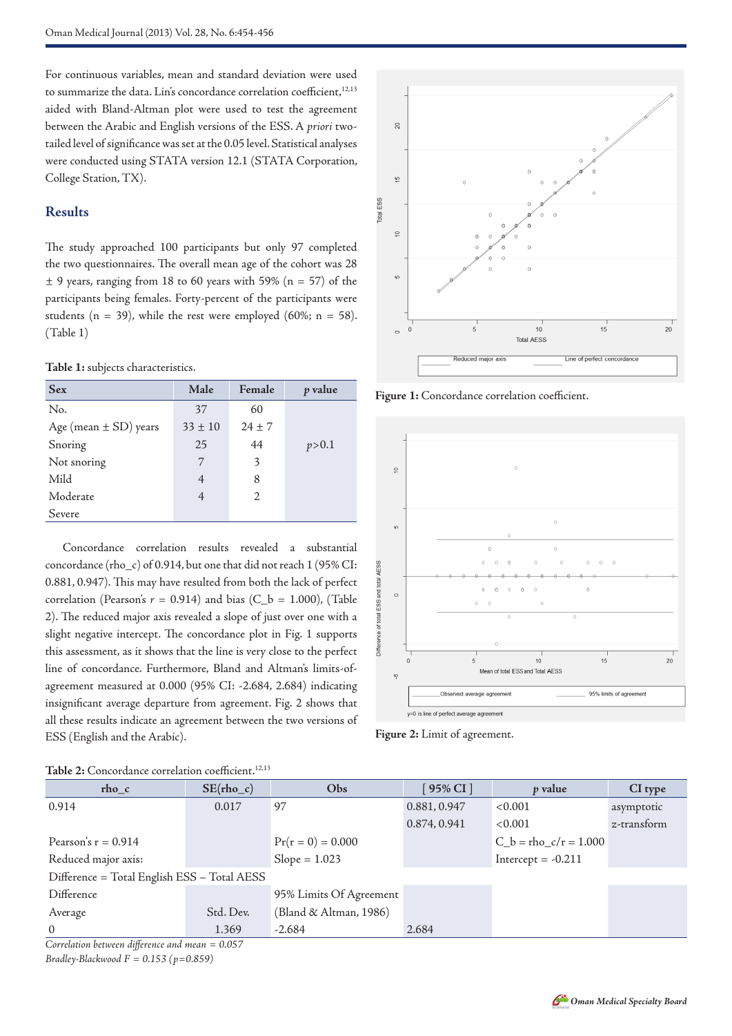For continuous variables, mean and standard deviation were used to summarize the data. Lin's concordance correlation coefficient,[12,13] aided with Bland-Altman plot were used to test the agreement between the Arabic and English versions of the ESS. A *priori* two-tailed level of significance was set at the 0.05 level. Statistical analyses were conducted using STATA version 12.1 (STATA Corporation, College Station, TX).

## Results

The study approached 100 participants but only 97 completed the two questionnaires. The overall mean age of the cohort was 28 ± 9 years, ranging from 18 to 60 years with 59% (n = 57) of the participants being females. Forty-percent of the participants were students (n = 39), while the rest were employed (60%; n = 58). (Table 1)

**Table 1:** subjects characteristics.

| Sex | Male | Female | *p* value |
|---|---|---|---|
| No. | 37 | 60 | |
| Age (mean ± SD) years | 33 ± 10 | 24 ± 7 | |
| Snoring | 25 | 44 | $p>0.1$ |
| Not snoring | 7 | 3 | |
| Mild | 4 | 8 | |
| Moderate | 4 | 2 | |
| Severe | | | |

Concordance correlation results revealed a substantial concordance (rho_c) of 0.914, but one that did not reach 1 (95% CI: 0.881, 0.947). This may have resulted from both the lack of perfect correlation (Pearson's $r$ = 0.914) and bias (C_b = 1.000), (Table 2). The reduced major axis revealed a slope of just over one with a slight negative intercept. The concordance plot in Fig. 1 supports this assessment, as it shows that the line is very close to the perfect line of concordance. Furthermore, Bland and Altman's limits-of-agreement measured at 0.000 (95% CI: -2.684, 2.684) indicating insignificant average departure from agreement. Fig. 2 shows that all these results indicate an agreement between the two versions of ESS (English and the Arabic).

**Figure 1:** Concordance correlation coefficient.

**Figure 2:** Limit of agreement.

**Table 2:** Concordance correlation coefficient.[12,13]

| rho_c | SE(rho_c) | Obs | [ 95% CI ] | *p* value | CI type |
|---|---|---|---|---|---|
| 0.914 | 0.017 | 97 | 0.881, 0.947 | <0.001 | asymptotic |
| | | | 0.874, 0.941 | <0.001 | *z*-transform |
| Pearson's r = 0.914 | | Pr(r = 0) = 0.000 | | C_b = rho_c/r = 1.000 | |
| Reduced major axis: | | Slope = 1.023 | | Intercept = -0.211 | |
| Difference = Total English ESS – Total AESS | | | | | |
| Difference | | 95% Limits Of Agreement | | | |
| Average | Std. Dev. | (Bland & Altman, 1986) | | | |
| 0 | 1.369 | -2.684 | 2.684 | | |

*Correlation between difference and mean = 0.057*

*Bradley-Blackwood F = 0.153 (p=0.859)*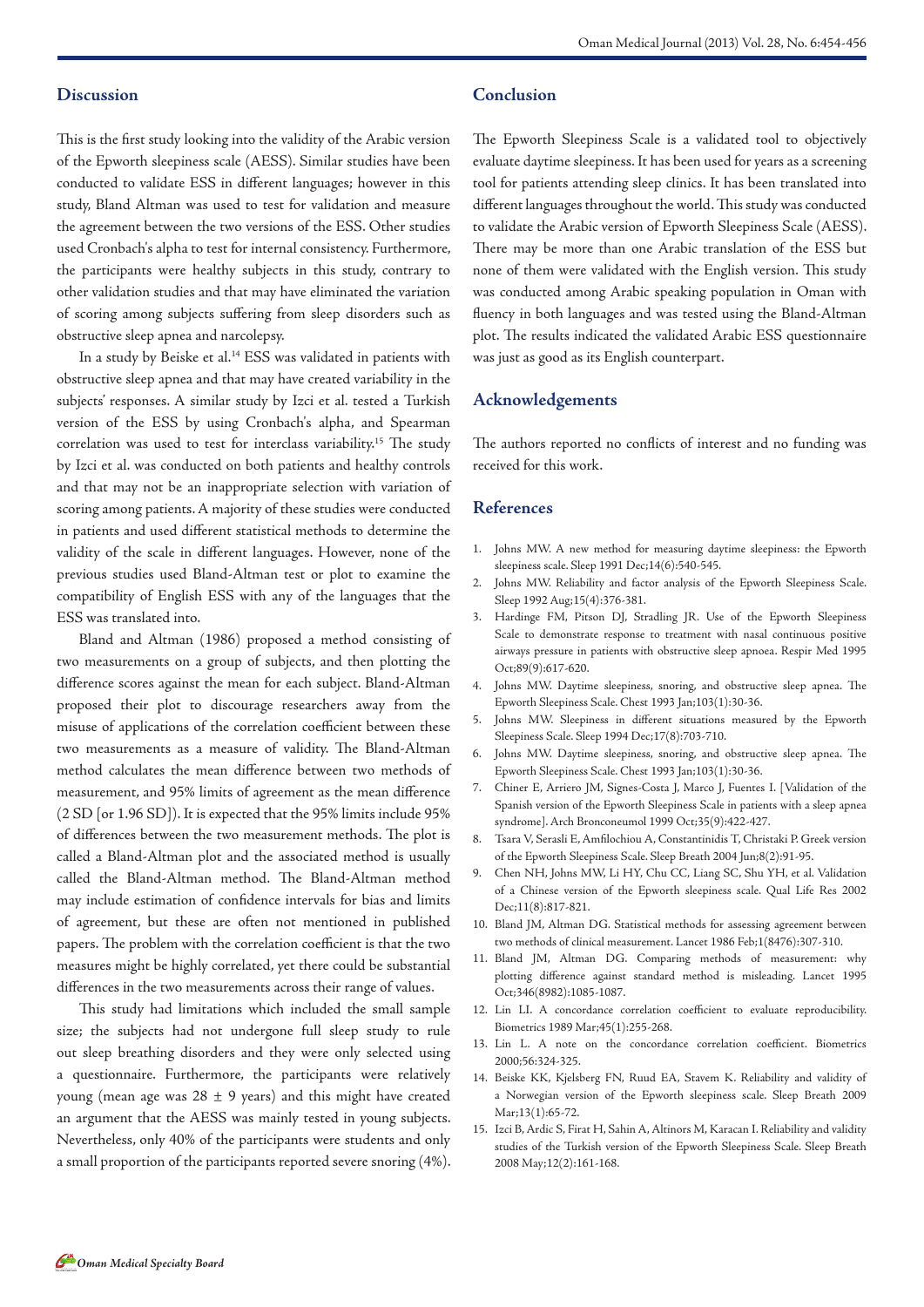## Discussion

This is the first study looking into the validity of the Arabic version of the Epworth sleepiness scale (AESS). Similar studies have been conducted to validate ESS in different languages; however in this study, Bland Altman was used to test for validation and measure the agreement between the two versions of the ESS. Other studies used Cronbach's alpha to test for internal consistency. Furthermore, the participants were healthy subjects in this study, contrary to other validation studies and that may have eliminated the variation of scoring among subjects suffering from sleep disorders such as obstructive sleep apnea and narcolepsy.

In a study by Beiske et al.[14] ESS was validated in patients with obstructive sleep apnea and that may have created variability in the subjects' responses. A similar study by Izci et al. tested a Turkish version of the ESS by using Cronbach's alpha, and Spearman correlation was used to test for interclass variability.[15] The study by Izci et al. was conducted on both patients and healthy controls and that may not be an inappropriate selection with variation of scoring among patients. A majority of these studies were conducted in patients and used different statistical methods to determine the validity of the scale in different languages. However, none of the previous studies used Bland-Altman test or plot to examine the compatibility of English ESS with any of the languages that the ESS was translated into.

Bland and Altman (1986) proposed a method consisting of two measurements on a group of subjects, and then plotting the difference scores against the mean for each subject. Bland-Altman proposed their plot to discourage researchers away from the misuse of applications of the correlation coefficient between these two measurements as a measure of validity. The Bland-Altman method calculates the mean difference between two methods of measurement, and 95% limits of agreement as the mean difference (2 SD [or 1.96 SD]). It is expected that the 95% limits include 95% of differences between the two measurement methods. The plot is called a Bland-Altman plot and the associated method is usually called the Bland-Altman method. The Bland-Altman method may include estimation of confidence intervals for bias and limits of agreement, but these are often not mentioned in published papers. The problem with the correlation coefficient is that the two measures might be highly correlated, yet there could be substantial differences in the two measurements across their range of values.

This study had limitations which included the small sample size; the subjects had not undergone full sleep study to rule out sleep breathing disorders and they were only selected using a questionnaire. Furthermore, the participants were relatively young (mean age was $28 \pm 9$ years) and this might have created an argument that the AESS was mainly tested in young subjects. Nevertheless, only 40% of the participants were students and only a small proportion of the participants reported severe snoring (4%).

## Conclusion

The Epworth Sleepiness Scale is a validated tool to objectively evaluate daytime sleepiness. It has been used for years as a screening tool for patients attending sleep clinics. It has been translated into different languages throughout the world. This study was conducted to validate the Arabic version of Epworth Sleepiness Scale (AESS). There may be more than one Arabic translation of the ESS but none of them were validated with the English version. This study was conducted among Arabic speaking population in Oman with fluency in both languages and was tested using the Bland-Altman plot. The results indicated the validated Arabic ESS questionnaire was just as good as its English counterpart.

## Acknowledgements

The authors reported no conflicts of interest and no funding was received for this work.

## References

1. Johns MW. A new method for measuring daytime sleepiness: the Epworth sleepiness scale. Sleep 1991 Dec;14(6):540-545.
2. Johns MW. Reliability and factor analysis of the Epworth Sleepiness Scale. Sleep 1992 Aug;15(4):376-381.
3. Hardinge FM, Pitson DJ, Stradling JR. Use of the Epworth Sleepiness Scale to demonstrate response to treatment with nasal continuous positive airways pressure in patients with obstructive sleep apnoea. Respir Med 1995 Oct;89(9):617-620.
4. Johns MW. Daytime sleepiness, snoring, and obstructive sleep apnea. The Epworth Sleepiness Scale. Chest 1993 Jan;103(1):30-36.
5. Johns MW. Sleepiness in different situations measured by the Epworth Sleepiness Scale. Sleep 1994 Dec;17(8):703-710.
6. Johns MW. Daytime sleepiness, snoring, and obstructive sleep apnea. The Epworth Sleepiness Scale. Chest 1993 Jan;103(1):30-36.
7. Chiner E, Arriero JM, Signes-Costa J, Marco J, Fuentes I. [Validation of the Spanish version of the Epworth Sleepiness Scale in patients with a sleep apnea syndrome]. Arch Bronconeumol 1999 Oct;35(9):422-427.
8. Tsara V, Serasli E, Amfilochiou A, Constantinidis T, Christaki P. Greek version of the Epworth Sleepiness Scale. Sleep Breath 2004 Jun;8(2):91-95.
9. Chen NH, Johns MW, Li HY, Chu CC, Liang SC, Shu YH, et al. Validation of a Chinese version of the Epworth sleepiness scale. Qual Life Res 2002 Dec;11(8):817-821.
10. Bland JM, Altman DG. Statistical methods for assessing agreement between two methods of clinical measurement. Lancet 1986 Feb;1(8476):307-310.
11. Bland JM, Altman DG. Comparing methods of measurement: why plotting difference against standard method is misleading. Lancet 1995 Oct;346(8982):1085-1087.
12. Lin LI. A concordance correlation coefficient to evaluate reproducibility. Biometrics 1989 Mar;45(1):255-268.
13. Lin L. A note on the concordance correlation coefficient. Biometrics 2000;56:324-325.
14. Beiske KK, Kjelsberg FN, Ruud EA, Stavem K. Reliability and validity of a Norwegian version of the Epworth sleepiness scale. Sleep Breath 2009 Mar;13(1):65-72.
15. Izci B, Ardic S, Firat H, Sahin A, Altinors M, Karacan I. Reliability and validity studies of the Turkish version of the Epworth Sleepiness Scale. Sleep Breath 2008 May;12(2):161-168.